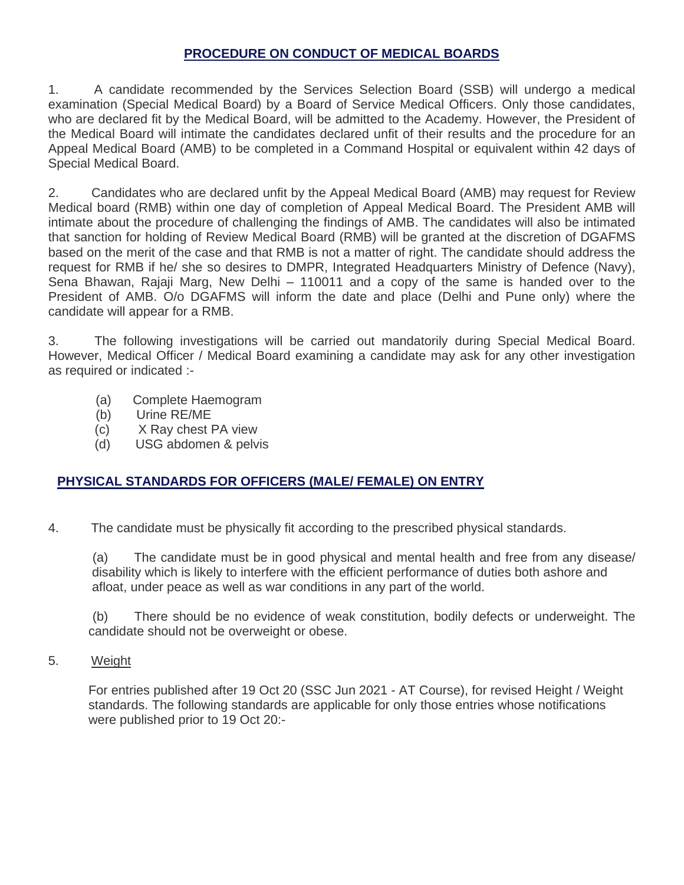## PROCEDURE ON CONDUCT OF MEDICAL BOARDS

1. A candidate recommended by the Services Selection Board (SSB) will undergo a medical examination (Special Medical Board) by a Board of Service Medical Officers. Only those candidates, who are declared fit by the Medical Board, will be admitted to the Academy. However, the President of the Medical Board will intimate the candidates declared unfit of their results and the procedure for an Appeal Medical Board (AMB) to be completed in a Command Hospital or equivalent within 42 days of Special Medical Board.

2. Candidates who are declared unfit by the Appeal Medical Board (AMB) may request for Review Medical board (RMB) within one day of completion of Appeal Medical Board. The President AMB will intimate about the procedure of challenging the findings of AMB. The candidates will also be intimated that sanction for holding of Review Medical Board (RMB) will be granted at the discretion of DGAFMS based on the merit of the case and that RMB is not a matter of right. The candidate should address the request for RMB if he/ she so desires to DMPR, Integrated Headquarters Ministry of Defence (Navy), Sena Bhawan, Rajaji Marg, New Delhi – 110011 and a copy of the same is handed over to the President of AMB. O/o DGAFMS will inform the date and place (Delhi and Pune only) where the candidate will appear for a RMB.

3. The following investigations will be carried out mandatorily during Special Medical Board. However, Medical Officer / Medical Board examining a candidate may ask for any other investigation as required or indicated :-

(a) Complete Haemogram
(b) Urine RE/ME
(c) X Ray chest PA view
(d) USG abdomen & pelvis

## PHYSICAL STANDARDS FOR OFFICERS (MALE/ FEMALE) ON ENTRY

4. The candidate must be physically fit according to the prescribed physical standards.

(a) The candidate must be in good physical and mental health and free from any disease/ disability which is likely to interfere with the efficient performance of duties both ashore and afloat, under peace as well as war conditions in any part of the world.

(b) There should be no evidence of weak constitution, bodily defects or underweight. The candidate should not be overweight or obese.

5. Weight

For entries published after 19 Oct 20 (SSC Jun 2021 - AT Course), for revised Height / Weight standards. The following standards are applicable for only those entries whose notifications were published prior to 19 Oct 20:-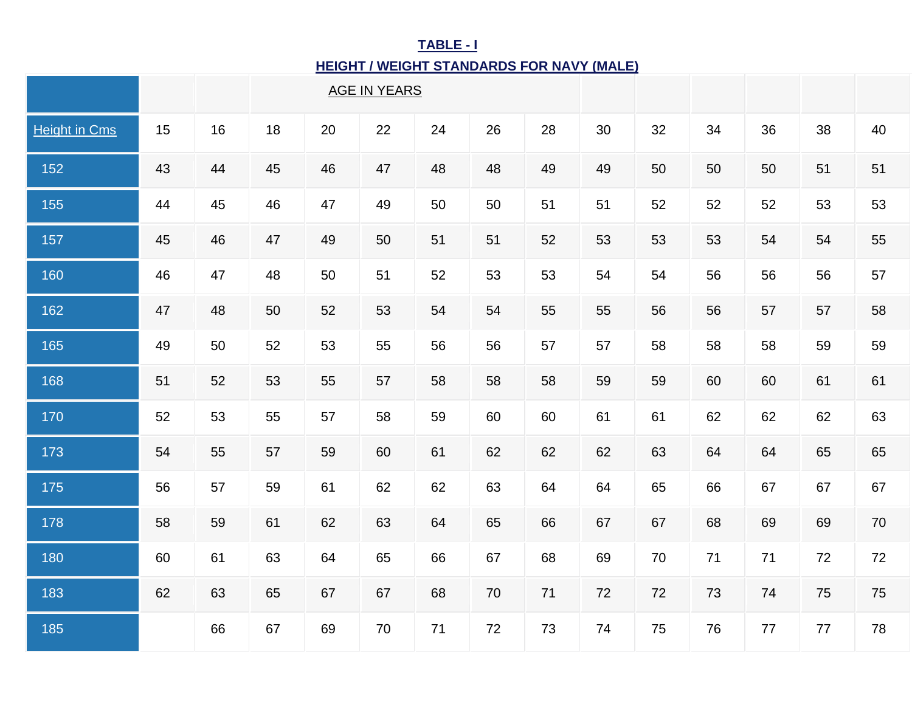**TABLE - I**

**HEIGHT / WEIGHT STANDARDS FOR NAVY (MALE)**

| | | | AGE IN YEARS | | | | | | | | | | | |
|---|---|---|---|---|---|---|---|---|---|---|---|---|---|---|
| Height in Cms | 15 | 16 | 18 | 20 | 22 | 24 | 26 | 28 | 30 | 32 | 34 | 36 | 38 | 40 |
| 152 | 43 | 44 | 45 | 46 | 47 | 48 | 48 | 49 | 49 | 50 | 50 | 50 | 51 | 51 |
| 155 | 44 | 45 | 46 | 47 | 49 | 50 | 50 | 51 | 51 | 52 | 52 | 52 | 53 | 53 |
| 157 | 45 | 46 | 47 | 49 | 50 | 51 | 51 | 52 | 53 | 53 | 53 | 54 | 54 | 55 |
| 160 | 46 | 47 | 48 | 50 | 51 | 52 | 53 | 53 | 54 | 54 | 56 | 56 | 56 | 57 |
| 162 | 47 | 48 | 50 | 52 | 53 | 54 | 54 | 55 | 55 | 56 | 56 | 57 | 57 | 58 |
| 165 | 49 | 50 | 52 | 53 | 55 | 56 | 56 | 57 | 57 | 58 | 58 | 58 | 59 | 59 |
| 168 | 51 | 52 | 53 | 55 | 57 | 58 | 58 | 58 | 59 | 59 | 60 | 60 | 61 | 61 |
| 170 | 52 | 53 | 55 | 57 | 58 | 59 | 60 | 60 | 61 | 61 | 62 | 62 | 62 | 63 |
| 173 | 54 | 55 | 57 | 59 | 60 | 61 | 62 | 62 | 62 | 63 | 64 | 64 | 65 | 65 |
| 175 | 56 | 57 | 59 | 61 | 62 | 62 | 63 | 64 | 64 | 65 | 66 | 67 | 67 | 67 |
| 178 | 58 | 59 | 61 | 62 | 63 | 64 | 65 | 66 | 67 | 67 | 68 | 69 | 69 | 70 |
| 180 | 60 | 61 | 63 | 64 | 65 | 66 | 67 | 68 | 69 | 70 | 71 | 71 | 72 | 72 |
| 183 | 62 | 63 | 65 | 67 | 67 | 68 | 70 | 71 | 72 | 72 | 73 | 74 | 75 | 75 |
| 185 | | 66 | 67 | 69 | 70 | 71 | 72 | 73 | 74 | 75 | 76 | 77 | 77 | 78 |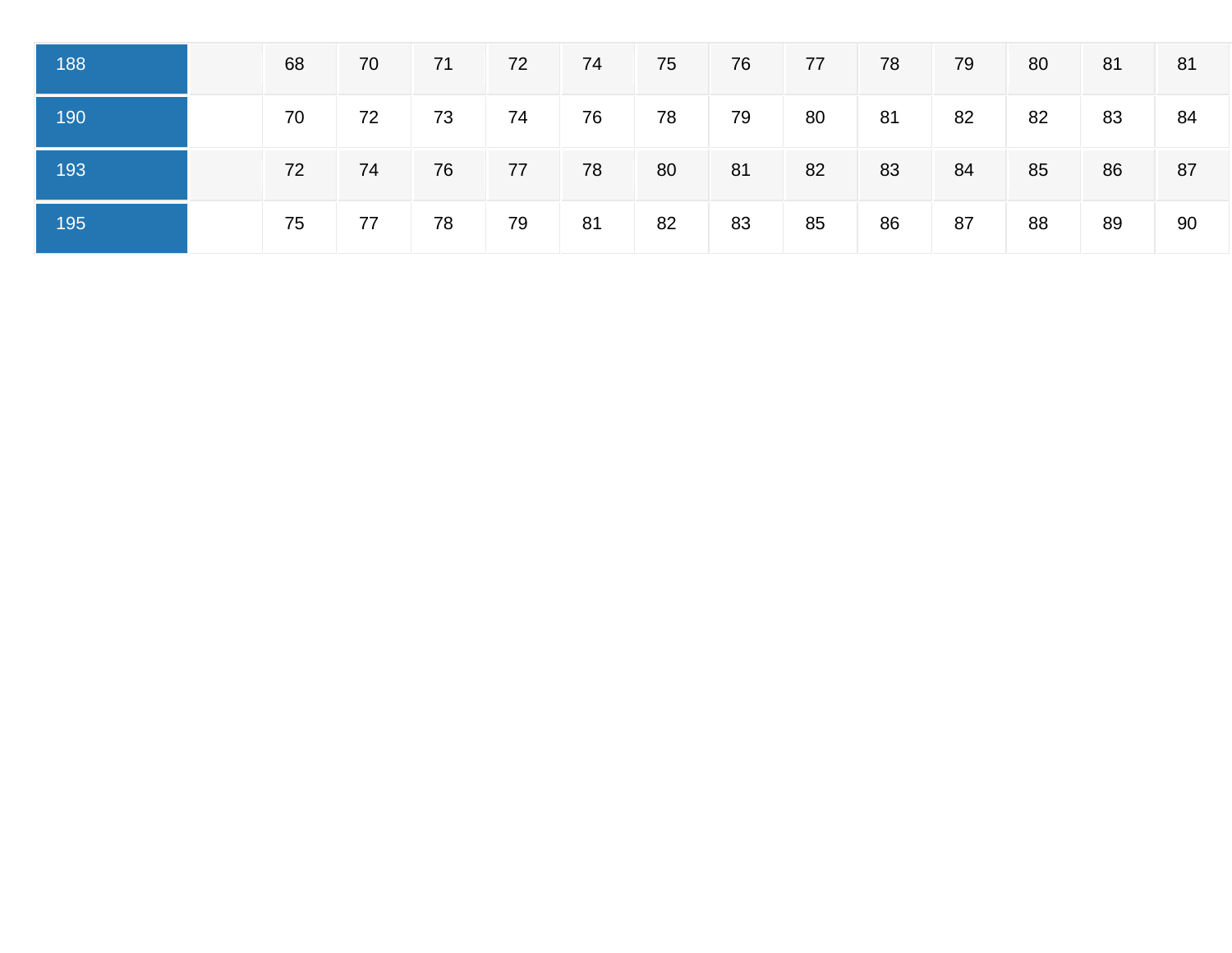| | | | | | | | | | | | | | | |
|---|---|---|---|---|---|---|---|---|---|---|---|---|---|---|
| 188 | | 68 | 70 | 71 | 72 | 74 | 75 | 76 | 77 | 78 | 79 | 80 | 81 | 81 |
| 190 | | 70 | 72 | 73 | 74 | 76 | 78 | 79 | 80 | 81 | 82 | 82 | 83 | 84 |
| 193 | | 72 | 74 | 76 | 77 | 78 | 80 | 81 | 82 | 83 | 84 | 85 | 86 | 87 |
| 195 | | 75 | 77 | 78 | 79 | 81 | 82 | 83 | 85 | 86 | 87 | 88 | 89 | 90 |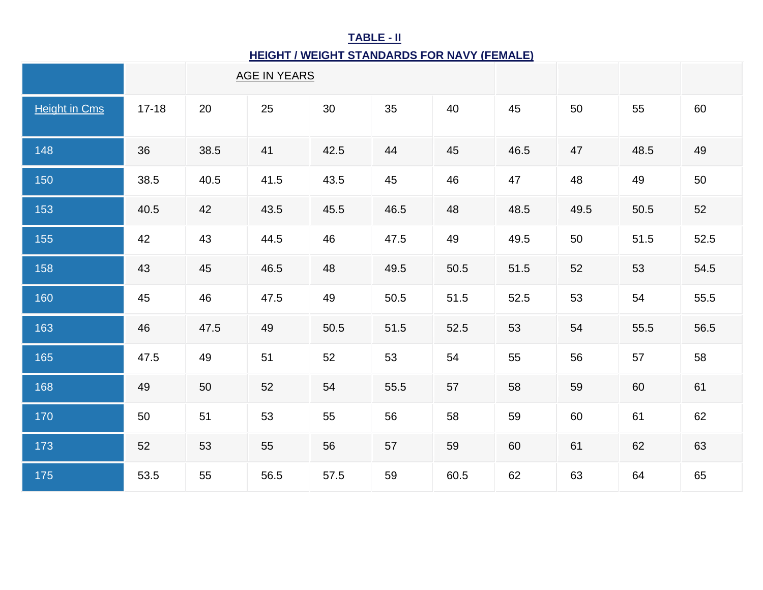**TABLE - II**

**HEIGHT / WEIGHT STANDARDS FOR NAVY (FEMALE)**

| | | AGE IN YEARS | | | | | | | | |
|---|---|---|---|---|---|---|---|---|---|---|
| Height in Cms | 17-18 | 20 | 25 | 30 | 35 | 40 | 45 | 50 | 55 | 60 |
| 148 | 36 | 38.5 | 41 | 42.5 | 44 | 45 | 46.5 | 47 | 48.5 | 49 |
| 150 | 38.5 | 40.5 | 41.5 | 43.5 | 45 | 46 | 47 | 48 | 49 | 50 |
| 153 | 40.5 | 42 | 43.5 | 45.5 | 46.5 | 48 | 48.5 | 49.5 | 50.5 | 52 |
| 155 | 42 | 43 | 44.5 | 46 | 47.5 | 49 | 49.5 | 50 | 51.5 | 52.5 |
| 158 | 43 | 45 | 46.5 | 48 | 49.5 | 50.5 | 51.5 | 52 | 53 | 54.5 |
| 160 | 45 | 46 | 47.5 | 49 | 50.5 | 51.5 | 52.5 | 53 | 54 | 55.5 |
| 163 | 46 | 47.5 | 49 | 50.5 | 51.5 | 52.5 | 53 | 54 | 55.5 | 56.5 |
| 165 | 47.5 | 49 | 51 | 52 | 53 | 54 | 55 | 56 | 57 | 58 |
| 168 | 49 | 50 | 52 | 54 | 55.5 | 57 | 58 | 59 | 60 | 61 |
| 170 | 50 | 51 | 53 | 55 | 56 | 58 | 59 | 60 | 61 | 62 |
| 173 | 52 | 53 | 55 | 56 | 57 | 59 | 60 | 61 | 62 | 63 |
| 175 | 53.5 | 55 | 56.5 | 57.5 | 59 | 60.5 | 62 | 63 | 64 | 65 |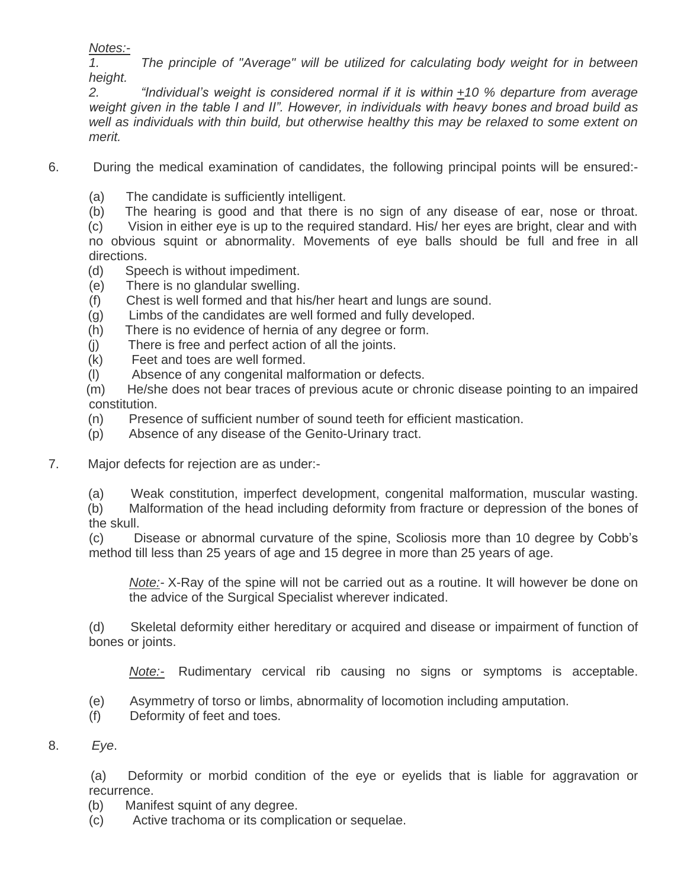*Notes:-*

*1. The principle of "Average" will be utilized for calculating body weight for in between height.*

*2. "Individual's weight is considered normal if it is within ±10 % departure from average weight given in the table I and II". However, in individuals with heavy bones and broad build as well as individuals with thin build, but otherwise healthy this may be relaxed to some extent on merit.*

6. During the medical examination of candidates, the following principal points will be ensured:-

   (a) The candidate is sufficiently intelligent.
   (b) The hearing is good and that there is no sign of any disease of ear, nose or throat.
   (c) Vision in either eye is up to the required standard. His/ her eyes are bright, clear and with no obvious squint or abnormality. Movements of eye balls should be full and free in all directions.
   (d) Speech is without impediment.
   (e) There is no glandular swelling.
   (f) Chest is well formed and that his/her heart and lungs are sound.
   (g) Limbs of the candidates are well formed and fully developed.
   (h) There is no evidence of hernia of any degree or form.
   (j) There is free and perfect action of all the joints.
   (k) Feet and toes are well formed.
   (l) Absence of any congenital malformation or defects.
   (m) He/she does not bear traces of previous acute or chronic disease pointing to an impaired constitution.
   (n) Presence of sufficient number of sound teeth for efficient mastication.
   (p) Absence of any disease of the Genito-Urinary tract.

7. Major defects for rejection are as under:-

   (a) Weak constitution, imperfect development, congenital malformation, muscular wasting.
   (b) Malformation of the head including deformity from fracture or depression of the bones of the skull.
   (c) Disease or abnormal curvature of the spine, Scoliosis more than 10 degree by Cobb's method till less than 25 years of age and 15 degree in more than 25 years of age.

   *Note:-* X-Ray of the spine will not be carried out as a routine. It will however be done on the advice of the Surgical Specialist wherever indicated.

   (d) Skeletal deformity either hereditary or acquired and disease or impairment of function of bones or joints.

   *Note:-* Rudimentary cervical rib causing no signs or symptoms is acceptable.

   (e) Asymmetry of torso or limbs, abnormality of locomotion including amputation.
   (f) Deformity of feet and toes.

8. *Eye*.

   (a) Deformity or morbid condition of the eye or eyelids that is liable for aggravation or recurrence.
   (b) Manifest squint of any degree.
   (c) Active trachoma or its complication or sequelae.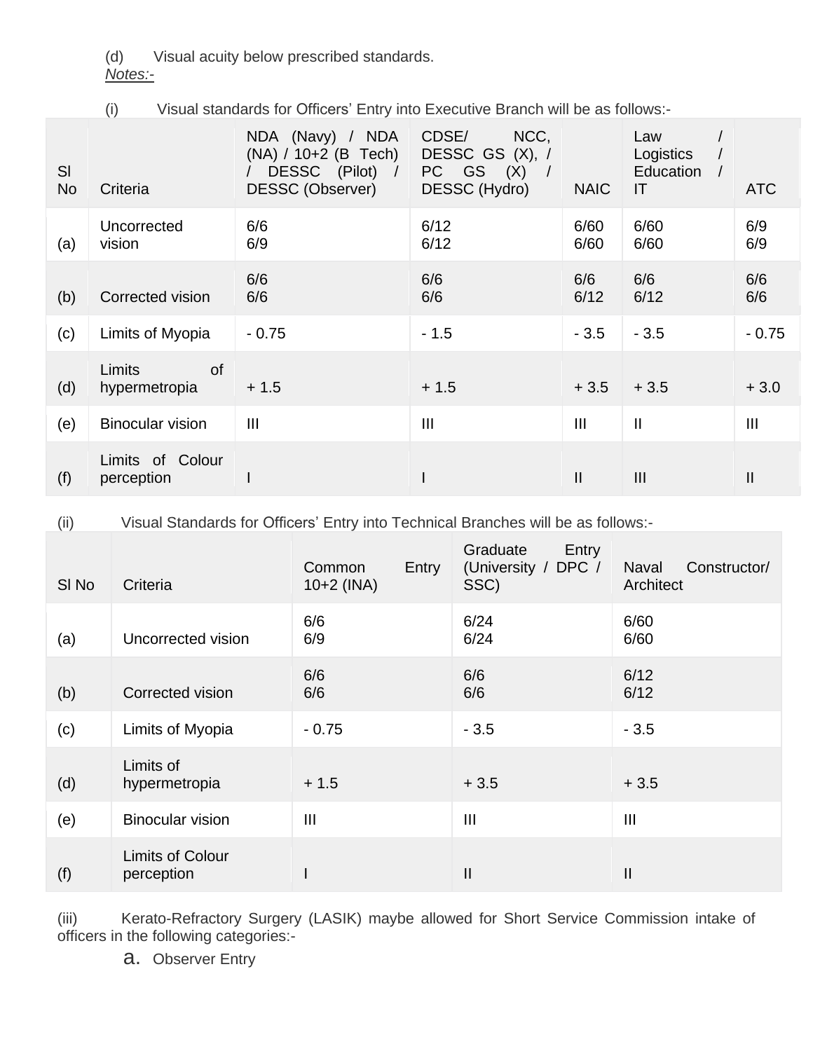(d) Visual acuity below prescribed standards.

*Notes:-*

(i) Visual standards for Officers' Entry into Executive Branch will be as follows:-

| Sl No | Criteria | NDA (Navy) / NDA (NA) / 10+2 (B Tech) / DESSC (Pilot) / DESSC (Observer) | CDSE/ NCC, DESSC GS (X), / PC GS (X) / DESSC (Hydro) | NAIC | Law / Logistics / Education / IT | ATC |
|---|---|---|---|---|---|---|
| (a) | Uncorrected vision | 6/6<br>6/9 | 6/12<br>6/12 | 6/60<br>6/60 | 6/60<br>6/60 | 6/9<br>6/9 |
| (b) | Corrected vision | 6/6<br>6/6 | 6/6<br>6/6 | 6/6<br>6/12 | 6/6<br>6/12 | 6/6<br>6/6 |
| (c) | Limits of Myopia | - 0.75 | - 1.5 | - 3.5 | - 3.5 | - 0.75 |
| (d) | Limits of hypermetropia | + 1.5 | + 1.5 | + 3.5 | + 3.5 | + 3.0 |
| (e) | Binocular vision | III | III | III | II | III |
| (f) | Limits of Colour perception | I | I | II | III | II |

(ii) Visual Standards for Officers' Entry into Technical Branches will be as follows:-

| Sl No | Criteria | Common Entry 10+2 (INA) | Graduate Entry (University / DPC / SSC) | Naval Constructor/ Architect |
|---|---|---|---|---|
| (a) | Uncorrected vision | 6/6<br>6/9 | 6/24<br>6/24 | 6/60<br>6/60 |
| (b) | Corrected vision | 6/6<br>6/6 | 6/6<br>6/6 | 6/12<br>6/12 |
| (c) | Limits of Myopia | - 0.75 | - 3.5 | - 3.5 |
| (d) | Limits of hypermetropia | + 1.5 | + 3.5 | + 3.5 |
| (e) | Binocular vision | III | III | III |
| (f) | Limits of Colour perception | I | II | II |

(iii) Kerato-Refractory Surgery (LASIK) maybe allowed for Short Service Commission intake of officers in the following categories:-

a. Observer Entry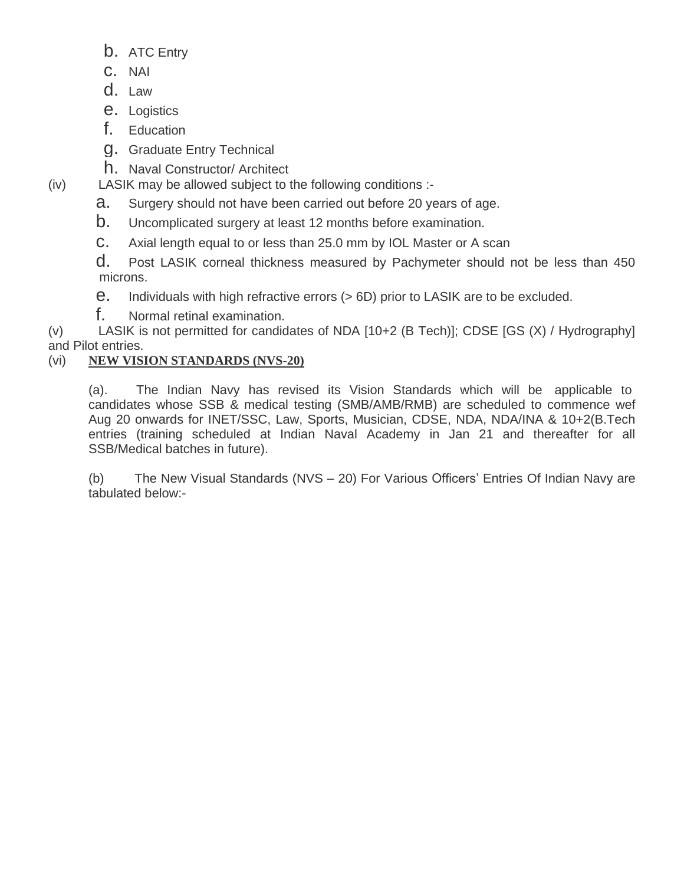b. ATC Entry
c. NAI
d. Law
e. Logistics
f. Education
g. Graduate Entry Technical
h. Naval Constructor/ Architect

(iv) LASIK may be allowed subject to the following conditions :-

a. Surgery should not have been carried out before 20 years of age.

b. Uncomplicated surgery at least 12 months before examination.

c. Axial length equal to or less than 25.0 mm by IOL Master or A scan

d. Post LASIK corneal thickness measured by Pachymeter should not be less than 450 microns.

e. Individuals with high refractive errors (> 6D) prior to LASIK are to be excluded.

f. Normal retinal examination.

(v) LASIK is not permitted for candidates of NDA [10+2 (B Tech)]; CDSE [GS (X) / Hydrography] and Pilot entries.

(vi) **NEW VISION STANDARDS (NVS-20)**

(a). The Indian Navy has revised its Vision Standards which will be applicable to candidates whose SSB & medical testing (SMB/AMB/RMB) are scheduled to commence wef Aug 20 onwards for INET/SSC, Law, Sports, Musician, CDSE, NDA, NDA/INA & 10+2(B.Tech entries (training scheduled at Indian Naval Academy in Jan 21 and thereafter for all SSB/Medical batches in future).

(b) The New Visual Standards (NVS – 20) For Various Officers' Entries Of Indian Navy are tabulated below:-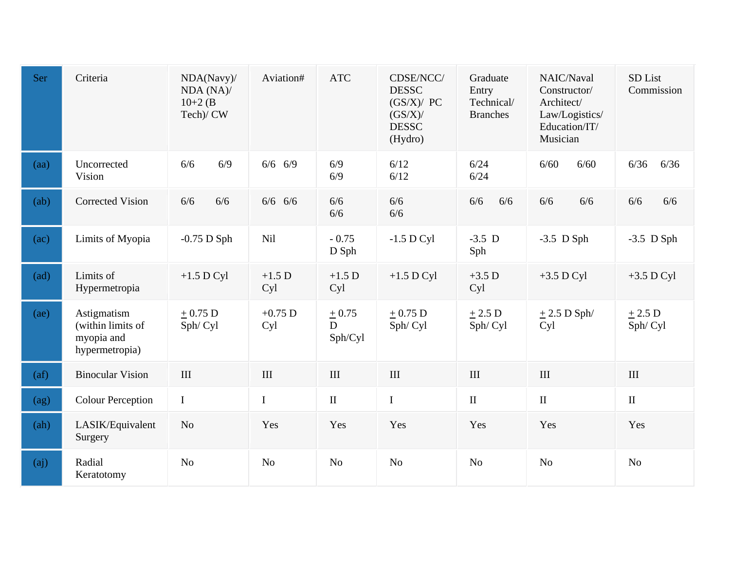| Ser | Criteria | NDA(Navy)/ NDA (NA)/ 10+2 (B Tech)/ CW | Aviation# | ATC | CDSE/NCC/ DESSC (GS/X)/ PC (GS/X)/ DESSC (Hydro) | Graduate Entry Technical/ Branches | NAIC/Naval Constructor/ Architect/ Law/Logistics/ Education/IT/ Musician | SD List Commission |
|---|---|---|---|---|---|---|---|---|
| (aa) | Uncorrected Vision | 6/6 6/9 | 6/6 6/9 | 6/9 6/9 | 6/12 6/12 | 6/24 6/24 | 6/60 6/60 | 6/36 6/36 |
| (ab) | Corrected Vision | 6/6 6/6 | 6/6 6/6 | 6/6 6/6 | 6/6 6/6 | 6/6 6/6 | 6/6 6/6 | 6/6 6/6 |
| (ac) | Limits of Myopia | -0.75 D Sph | Nil | - 0.75 D Sph | -1.5 D Cyl | -3.5 D Sph | -3.5 D Sph | -3.5 D Sph |
| (ad) | Limits of Hypermetropia | +1.5 D Cyl | +1.5 D Cyl | +1.5 D Cyl | +1.5 D Cyl | +3.5 D Cyl | +3.5 D Cyl | +3.5 D Cyl |
| (ae) | Astigmatism (within limits of myopia and hypermetropia) | ± 0.75 D Sph/ Cyl | +0.75 D Cyl | ± 0.75 D Sph/Cyl | ± 0.75 D Sph/ Cyl | ± 2.5 D Sph/ Cyl | ± 2.5 D Sph/ Cyl | ± 2.5 D Sph/ Cyl |
| (af) | Binocular Vision | III | III | III | III | III | III | III |
| (ag) | Colour Perception | I | I | II | I | II | II | II |
| (ah) | LASIK/Equivalent Surgery | No | Yes | Yes | Yes | Yes | Yes | Yes |
| (aj) | Radial Keratotomy | No | No | No | No | No | No | No |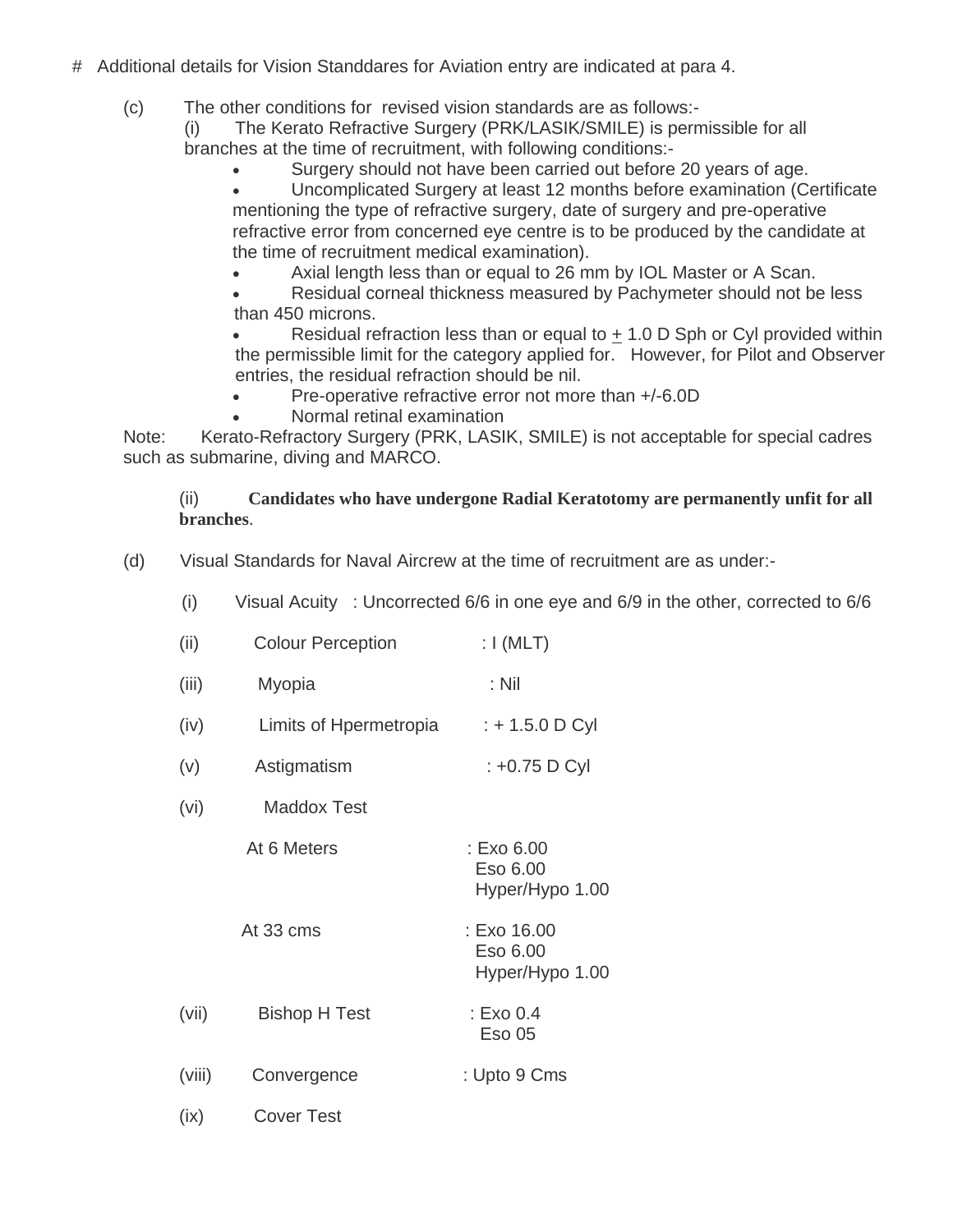# Additional details for Vision Standdares for Aviation entry are indicated at para 4.

(c) The other conditions for revised vision standards are as follows:-

(i) The Kerato Refractive Surgery (PRK/LASIK/SMILE) is permissible for all branches at the time of recruitment, with following conditions:-

- Surgery should not have been carried out before 20 years of age.
- Uncomplicated Surgery at least 12 months before examination (Certificate mentioning the type of refractive surgery, date of surgery and pre-operative refractive error from concerned eye centre is to be produced by the candidate at the time of recruitment medical examination).
- Axial length less than or equal to 26 mm by IOL Master or A Scan.
- Residual corneal thickness measured by Pachymeter should not be less than 450 microns.
- Residual refraction less than or equal to ± 1.0 D Sph or Cyl provided within the permissible limit for the category applied for. However, for Pilot and Observer entries, the residual refraction should be nil.
- Pre-operative refractive error not more than +/-6.0D
- Normal retinal examination

Note: Kerato-Refractory Surgery (PRK, LASIK, SMILE) is not acceptable for special cadres such as submarine, diving and MARCO.

(ii) **Candidates who have undergone Radial Keratotomy are permanently unfit for all branches**.

(d) Visual Standards for Naval Aircrew at the time of recruitment are as under:-

(i) Visual Acuity : Uncorrected 6/6 in one eye and 6/9 in the other, corrected to 6/6

(ii) Colour Perception : I (MLT)

(iii) Myopia : Nil

(iv) Limits of Hpermetropia : + 1.5.0 D Cyl

(v) Astigmatism : +0.75 D Cyl

(vi) Maddox Test

At 6 Meters : Exo 6.00
Eso 6.00
Hyper/Hypo 1.00

At 33 cms : Exo 16.00
Eso 6.00
Hyper/Hypo 1.00

(vii) Bishop H Test : Exo 0.4
Eso 05

(viii) Convergence : Upto 9 Cms

(ix) Cover Test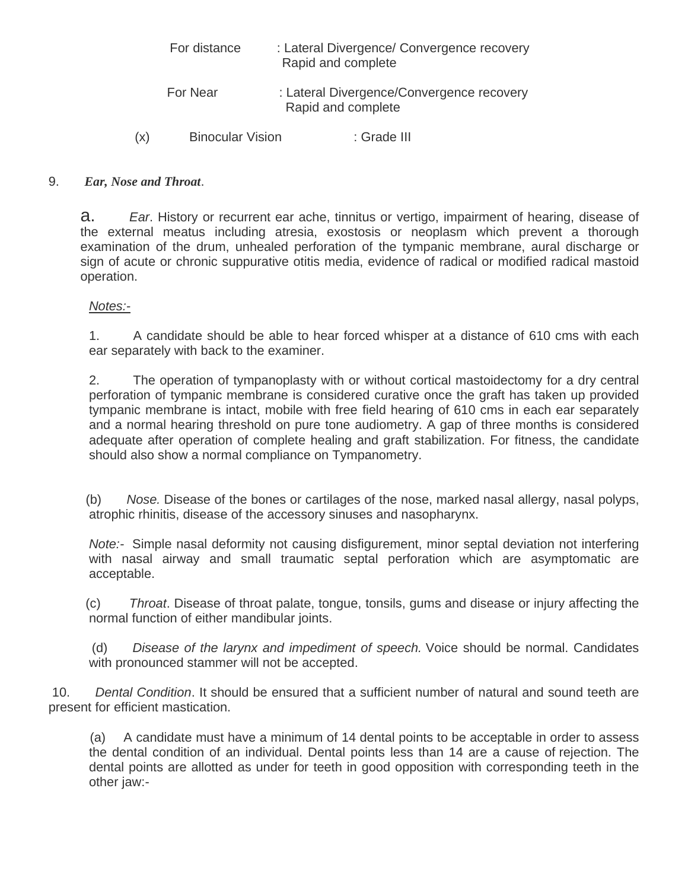For distance : Lateral Divergence/ Convergence recovery Rapid and complete

For Near : Lateral Divergence/Convergence recovery Rapid and complete

(x) Binocular Vision : Grade III

9. ***Ear, Nose and Throat***.

a. *Ear*. History or recurrent ear ache, tinnitus or vertigo, impairment of hearing, disease of the external meatus including atresia, exostosis or neoplasm which prevent a thorough examination of the drum, unhealed perforation of the tympanic membrane, aural discharge or sign of acute or chronic suppurative otitis media, evidence of radical or modified radical mastoid operation.

*Notes:-*

1. A candidate should be able to hear forced whisper at a distance of 610 cms with each ear separately with back to the examiner.

2. The operation of tympanoplasty with or without cortical mastoidectomy for a dry central perforation of tympanic membrane is considered curative once the graft has taken up provided tympanic membrane is intact, mobile with free field hearing of 610 cms in each ear separately and a normal hearing threshold on pure tone audiometry. A gap of three months is considered adequate after operation of complete healing and graft stabilization. For fitness, the candidate should also show a normal compliance on Tympanometry.

(b) *Nose.* Disease of the bones or cartilages of the nose, marked nasal allergy, nasal polyps, atrophic rhinitis, disease of the accessory sinuses and nasopharynx.

*Note:-* Simple nasal deformity not causing disfigurement, minor septal deviation not interfering with nasal airway and small traumatic septal perforation which are asymptomatic are acceptable.

(c) *Throat*. Disease of throat palate, tongue, tonsils, gums and disease or injury affecting the normal function of either mandibular joints.

(d) *Disease of the larynx and impediment of speech.* Voice should be normal. Candidates with pronounced stammer will not be accepted.

10. *Dental Condition*. It should be ensured that a sufficient number of natural and sound teeth are present for efficient mastication.

(a) A candidate must have a minimum of 14 dental points to be acceptable in order to assess the dental condition of an individual. Dental points less than 14 are a cause of rejection. The dental points are allotted as under for teeth in good opposition with corresponding teeth in the other jaw:-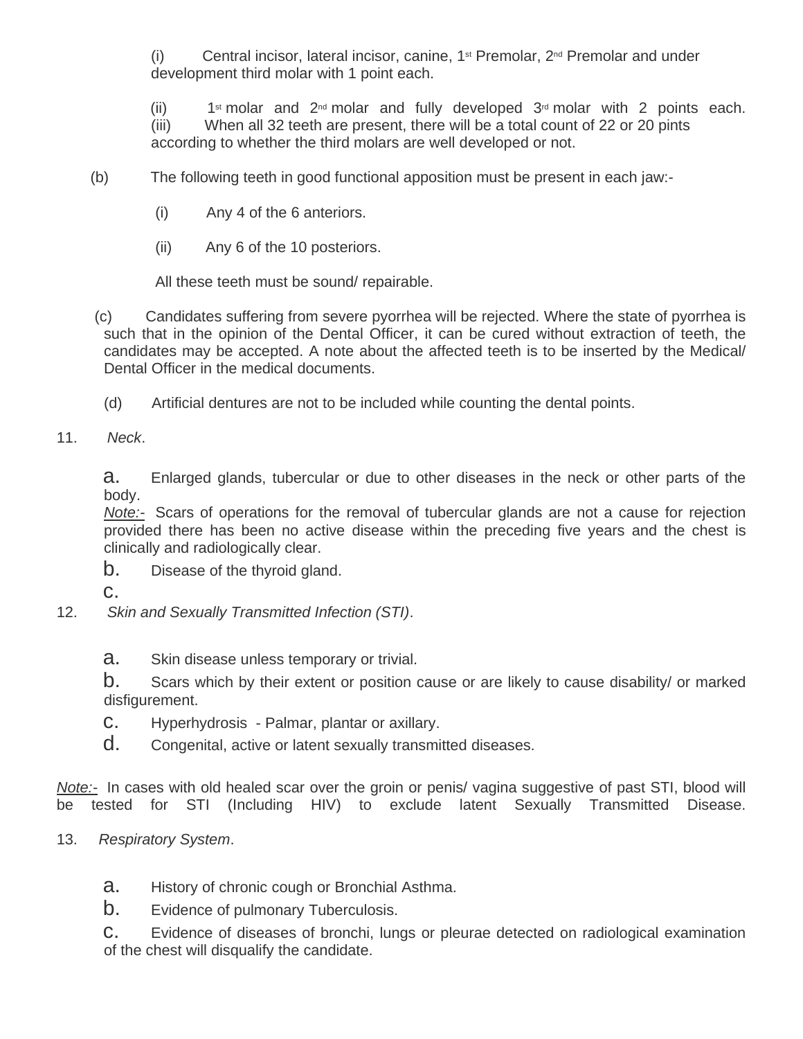(i) Central incisor, lateral incisor, canine, 1st Premolar, 2nd Premolar and under development third molar with 1 point each.

(ii) 1st molar and 2nd molar and fully developed 3rd molar with 2 points each.
(iii) When all 32 teeth are present, there will be a total count of 22 or 20 pints according to whether the third molars are well developed or not.

(b) The following teeth in good functional apposition must be present in each jaw:-

(i) Any 4 of the 6 anteriors.

(ii) Any 6 of the 10 posteriors.

All these teeth must be sound/ repairable.

(c) Candidates suffering from severe pyorrhea will be rejected. Where the state of pyorrhea is such that in the opinion of the Dental Officer, it can be cured without extraction of teeth, the candidates may be accepted. A note about the affected teeth is to be inserted by the Medical/ Dental Officer in the medical documents.

(d) Artificial dentures are not to be included while counting the dental points.

11. *Neck*.

a. Enlarged glands, tubercular or due to other diseases in the neck or other parts of the body.
*Note:-* Scars of operations for the removal of tubercular glands are not a cause for rejection provided there has been no active disease within the preceding five years and the chest is clinically and radiologically clear.

b. Disease of the thyroid gland.

c.

12. *Skin and Sexually Transmitted Infection (STI)*.

a. Skin disease unless temporary or trivial.

b. Scars which by their extent or position cause or are likely to cause disability/ or marked disfigurement.

c. Hyperhydrosis - Palmar, plantar or axillary.

d. Congenital, active or latent sexually transmitted diseases.

*Note:-* In cases with old healed scar over the groin or penis/ vagina suggestive of past STI, blood will be tested for STI (Including HIV) to exclude latent Sexually Transmitted Disease.

13. *Respiratory System*.

a. History of chronic cough or Bronchial Asthma.

b. Evidence of pulmonary Tuberculosis.

c. Evidence of diseases of bronchi, lungs or pleurae detected on radiological examination of the chest will disqualify the candidate.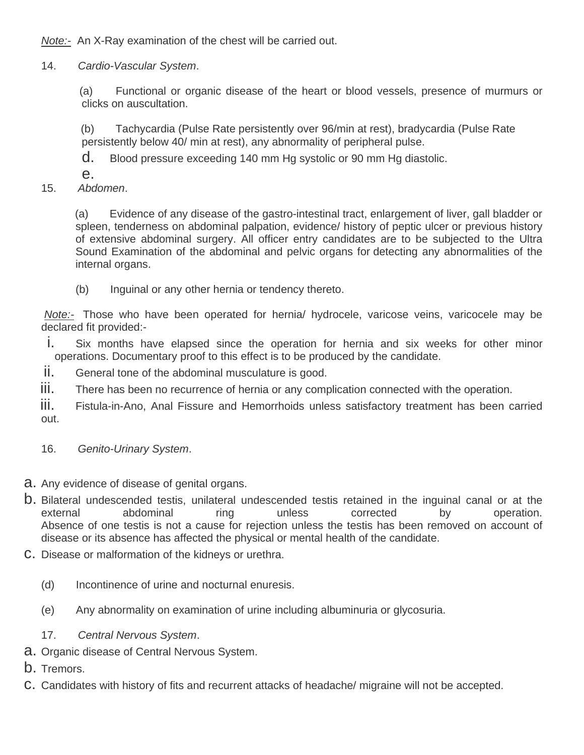*Note:-* An X-Ray examination of the chest will be carried out.

14. *Cardio-Vascular System*.

(a) Functional or organic disease of the heart or blood vessels, presence of murmurs or clicks on auscultation.

(b) Tachycardia (Pulse Rate persistently over 96/min at rest), bradycardia (Pulse Rate persistently below 40/ min at rest), any abnormality of peripheral pulse.

d. Blood pressure exceeding 140 mm Hg systolic or 90 mm Hg diastolic.

e.

15. *Abdomen*.

(a) Evidence of any disease of the gastro-intestinal tract, enlargement of liver, gall bladder or spleen, tenderness on abdominal palpation, evidence/ history of peptic ulcer or previous history of extensive abdominal surgery. All officer entry candidates are to be subjected to the Ultra Sound Examination of the abdominal and pelvic organs for detecting any abnormalities of the internal organs.

(b) Inguinal or any other hernia or tendency thereto.

*Note:-* Those who have been operated for hernia/ hydrocele, varicose veins, varicocele may be declared fit provided:-

i. Six months have elapsed since the operation for hernia and six weeks for other minor operations. Documentary proof to this effect is to be produced by the candidate.

ii. General tone of the abdominal musculature is good.

iii. There has been no recurrence of hernia or any complication connected with the operation.

iii. Fistula-in-Ano, Anal Fissure and Hemorrhoids unless satisfactory treatment has been carried out.

16. *Genito-Urinary System*.

a. Any evidence of disease of genital organs.

b. Bilateral undescended testis, unilateral undescended testis retained in the inguinal canal or at the external abdominal ring unless corrected by operation.
Absence of one testis is not a cause for rejection unless the testis has been removed on account of disease or its absence has affected the physical or mental health of the candidate.

c. Disease or malformation of the kidneys or urethra.

(d) Incontinence of urine and nocturnal enuresis.

(e) Any abnormality on examination of urine including albuminuria or glycosuria.

17. *Central Nervous System*.

a. Organic disease of Central Nervous System.

b. Tremors.

c. Candidates with history of fits and recurrent attacks of headache/ migraine will not be accepted.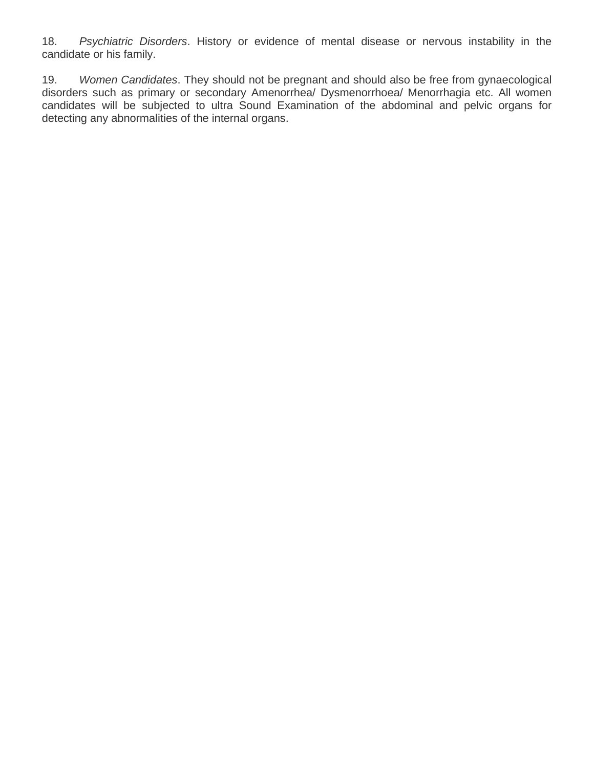18. *Psychiatric Disorders*. History or evidence of mental disease or nervous instability in the candidate or his family.

19. *Women Candidates*. They should not be pregnant and should also be free from gynaecological disorders such as primary or secondary Amenorrhea/ Dysmenorrhoea/ Menorrhagia etc. All women candidates will be subjected to ultra Sound Examination of the abdominal and pelvic organs for detecting any abnormalities of the internal organs.